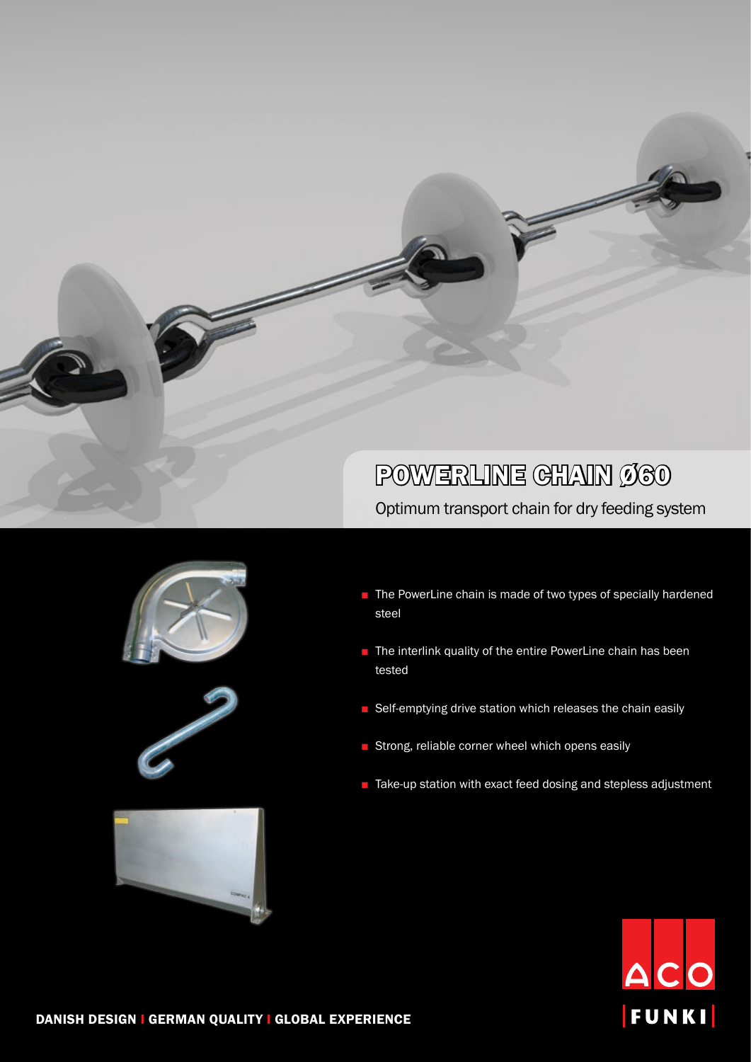# POWERLINE CHAIN Ø60

Optimum transport chain for dry feeding system

- The PowerLine chain is made of two types of specially hardened steel
- The interlink quality of the entire PowerLine chain has been tested
- Self-emptying drive station which releases the chain easily
- Strong, reliable corner wheel which opens easily
- Take-up station with exact feed dosing and stepless adjustment

**DANISH DESIGN | GERMAN QUALITY | GLOBAL EXPERIENCE**

ACO FUNKI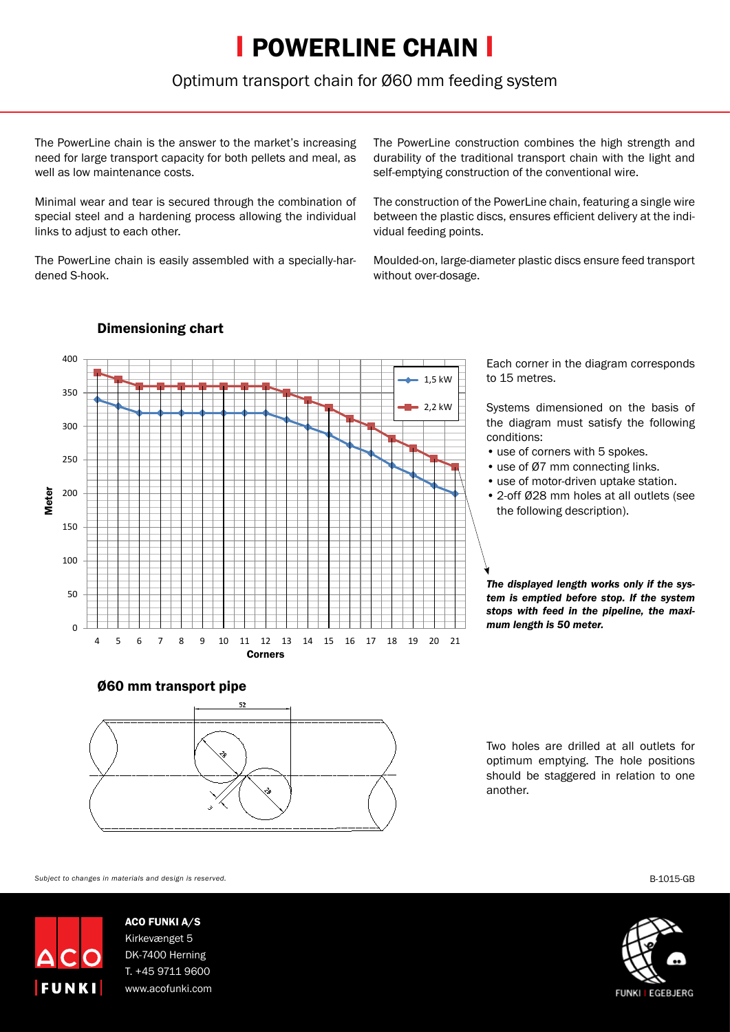# POWERLINE CHAIN

Optimum transport chain for Ø60 mm feeding system

The PowerLine chain is the answer to the market's increasing need for large transport capacity for both pellets and meal, as well as low maintenance costs.

Minimal wear and tear is secured through the combination of special steel and a hardening process allowing the individual links to adjust to each other.

The PowerLine chain is easily assembled with a specially-hardened S-hook.

The PowerLine construction combines the high strength and durability of the traditional transport chain with the light and self-emptying construction of the conventional wire.

The construction of the PowerLine chain, featuring a single wire between the plastic discs, ensures efficient delivery at the individual feeding points.

Moulded-on, large-diameter plastic discs ensure feed transport without over-dosage.

## Dimensioning chart

Meter

400
350
300
250
200
150
100
50
0

4 5 6 7 8 9 10 11 12 13 14 15 16 17 18 19 20 21

Corners

1,5 kW
2,2 kW

Each corner in the diagram corresponds to 15 metres.

Systems dimensioned on the basis of the diagram must satisfy the following conditions:

- use of corners with 5 spokes.
- use of Ø7 mm connecting links.
- use of motor-driven uptake station.
- 2-off Ø28 mm holes at all outlets (see the following description).

***The displayed length works only if the system is emptied before stop. If the system stops with feed in the pipeline, the maximum length is 50 meter.***

## Ø60 mm transport pipe

52

28

28

3

Two holes are drilled at all outlets for optimum emptying. The hole positions should be staggered in relation to one another.

*Subject to changes in materials and design is reserved.*

B-1015-GB

**ACO FUNKI A/S**
Kirkevænget 5
DK-7400 Herning
T. +45 9711 9600
www.acofunki.com

FUNKI | EGEBJERG